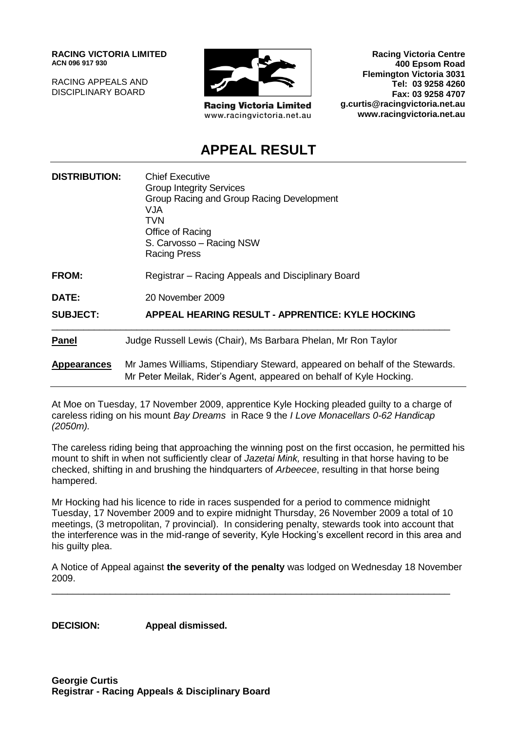**RACING VICTORIA LIMITED**
**ACN 096 917 930**

RACING APPEALS AND
DISCIPLINARY BOARD

**Racing Victoria Limited**
www.racingvictoria.net.au

**Racing Victoria Centre**
**400 Epsom Road**
**Flemington Victoria 3031**
**Tel: 03 9258 4260**
**Fax: 03 9258 4707**
**g.curtis@racingvictoria.net.au**
**www.racingvictoria.net.au**

# APPEAL RESULT

| | |
|---|---|
| **DISTRIBUTION:** | Chief Executive<br>Group Integrity Services<br>Group Racing and Group Racing Development<br>VJA<br>TVN<br>Office of Racing<br>S. Carvosso – Racing NSW<br>Racing Press |
| **FROM:** | Registrar – Racing Appeals and Disciplinary Board |
| **DATE:** | 20 November 2009 |
| **SUBJECT:** | **APPEAL HEARING RESULT - APPRENTICE: KYLE HOCKING** |

| | |
|---|---|
| **Panel** | Judge Russell Lewis (Chair), Ms Barbara Phelan, Mr Ron Taylor |
| **Appearances** | Mr James Williams, Stipendiary Steward, appeared on behalf of the Stewards.<br>Mr Peter Meilak, Rider's Agent, appeared on behalf of Kyle Hocking. |

At Moe on Tuesday, 17 November 2009, apprentice Kyle Hocking pleaded guilty to a charge of careless riding on his mount *Bay Dreams* in Race 9 the *I Love Monacellars 0-62 Handicap (2050m).*

The careless riding being that approaching the winning post on the first occasion, he permitted his mount to shift in when not sufficiently clear of *Jazetai Mink,* resulting in that horse having to be checked, shifting in and brushing the hindquarters of *Arbeecee*, resulting in that horse being hampered.

Mr Hocking had his licence to ride in races suspended for a period to commence midnight Tuesday, 17 November 2009 and to expire midnight Thursday, 26 November 2009 a total of 10 meetings, (3 metropolitan, 7 provincial). In considering penalty, stewards took into account that the interference was in the mid-range of severity, Kyle Hocking's excellent record in this area and his guilty plea.

A Notice of Appeal against **the severity of the penalty** was lodged on Wednesday 18 November 2009.

---

**DECISION: Appeal dismissed.**

**Georgie Curtis**
**Registrar - Racing Appeals & Disciplinary Board**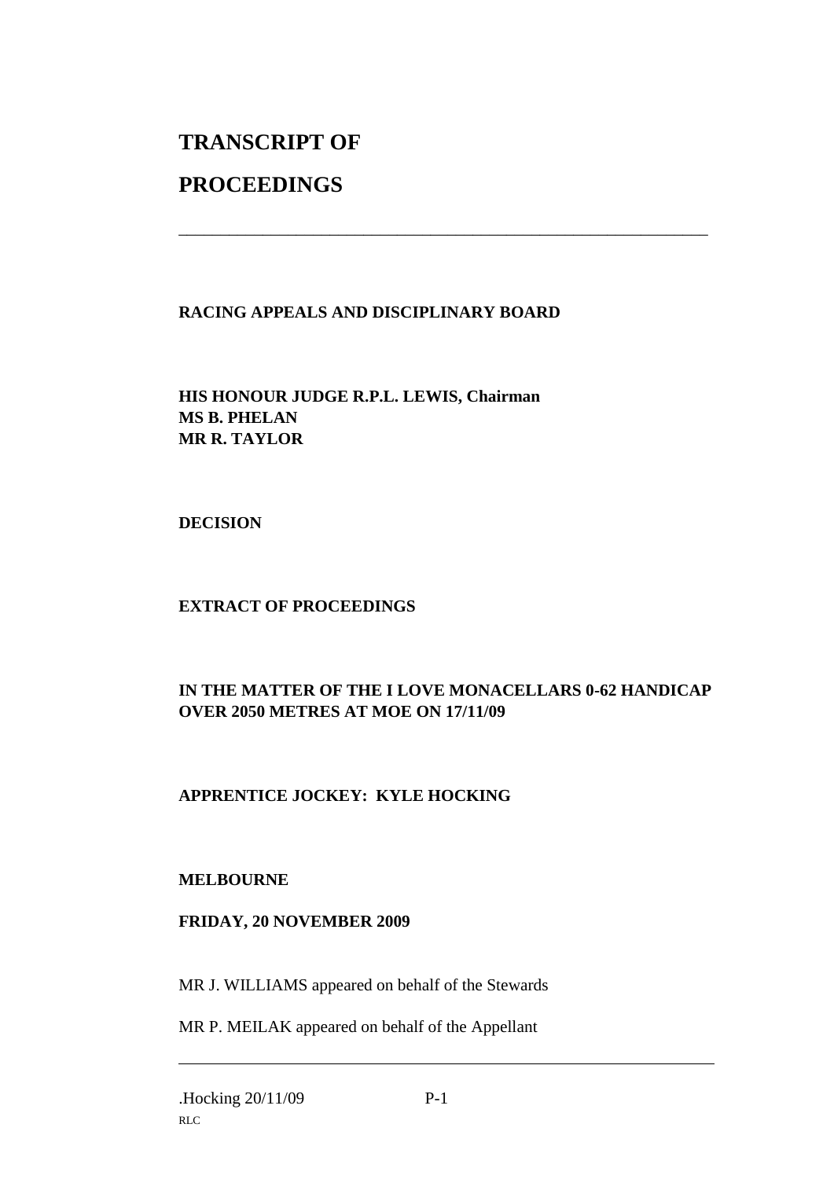# TRANSCRIPT OF

# PROCEEDINGS

---

**RACING APPEALS AND DISCIPLINARY BOARD**

**HIS HONOUR JUDGE R.P.L. LEWIS, Chairman**
**MS B. PHELAN**
**MR R. TAYLOR**

**DECISION**

**EXTRACT OF PROCEEDINGS**

**IN THE MATTER OF THE I LOVE MONACELLARS 0-62 HANDICAP OVER 2050 METRES AT MOE ON 17/11/09**

**APPRENTICE JOCKEY: KYLE HOCKING**

**MELBOURNE**

**FRIDAY, 20 NOVEMBER 2009**

MR J. WILLIAMS appeared on behalf of the Stewards

MR P. MEILAK appeared on behalf of the Appellant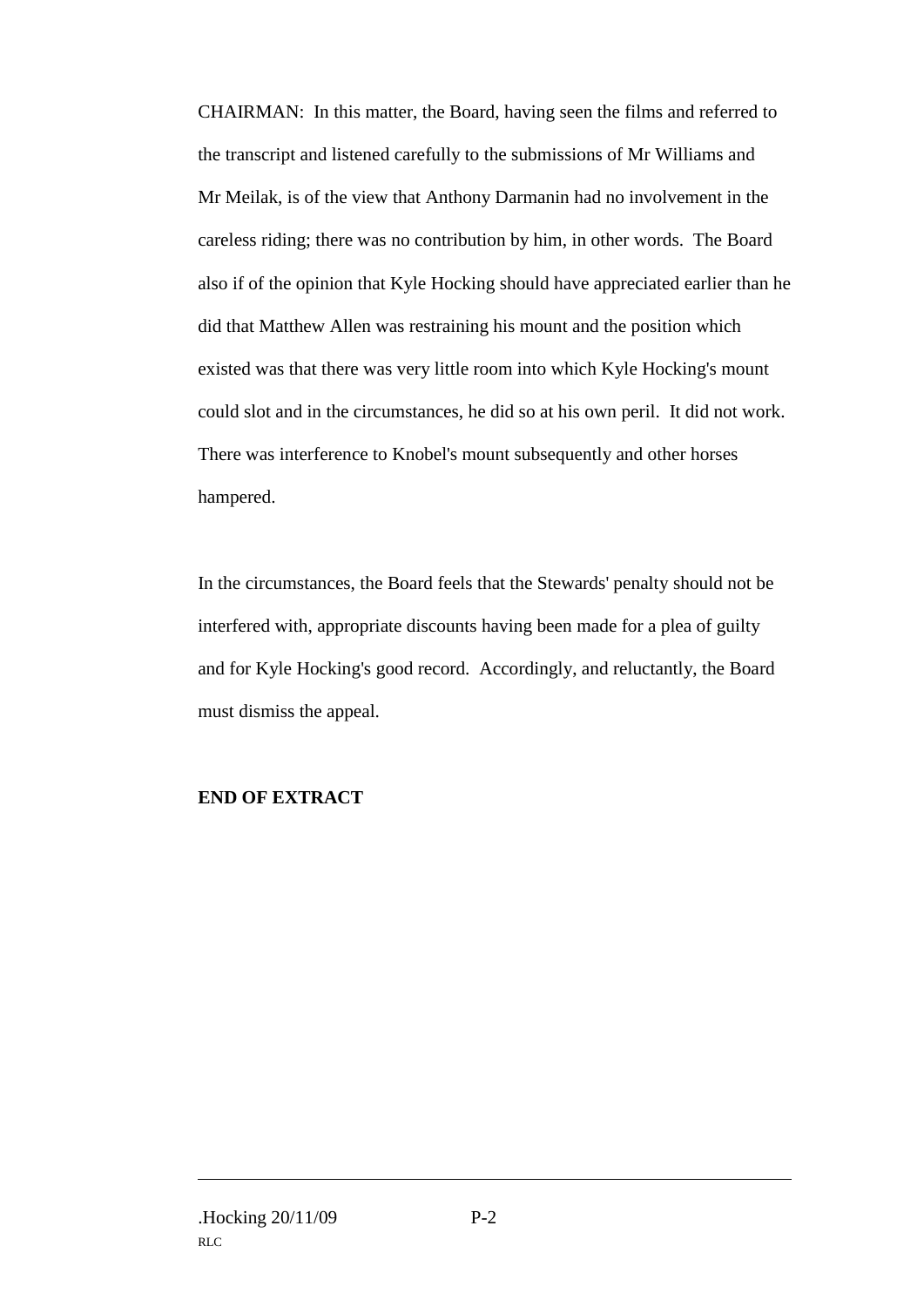CHAIRMAN: In this matter, the Board, having seen the films and referred to the transcript and listened carefully to the submissions of Mr Williams and Mr Meilak, is of the view that Anthony Darmanin had no involvement in the careless riding; there was no contribution by him, in other words. The Board also if of the opinion that Kyle Hocking should have appreciated earlier than he did that Matthew Allen was restraining his mount and the position which existed was that there was very little room into which Kyle Hocking's mount could slot and in the circumstances, he did so at his own peril. It did not work. There was interference to Knobel's mount subsequently and other horses hampered.

In the circumstances, the Board feels that the Stewards' penalty should not be interfered with, appropriate discounts having been made for a plea of guilty and for Kyle Hocking's good record. Accordingly, and reluctantly, the Board must dismiss the appeal.

**END OF EXTRACT**